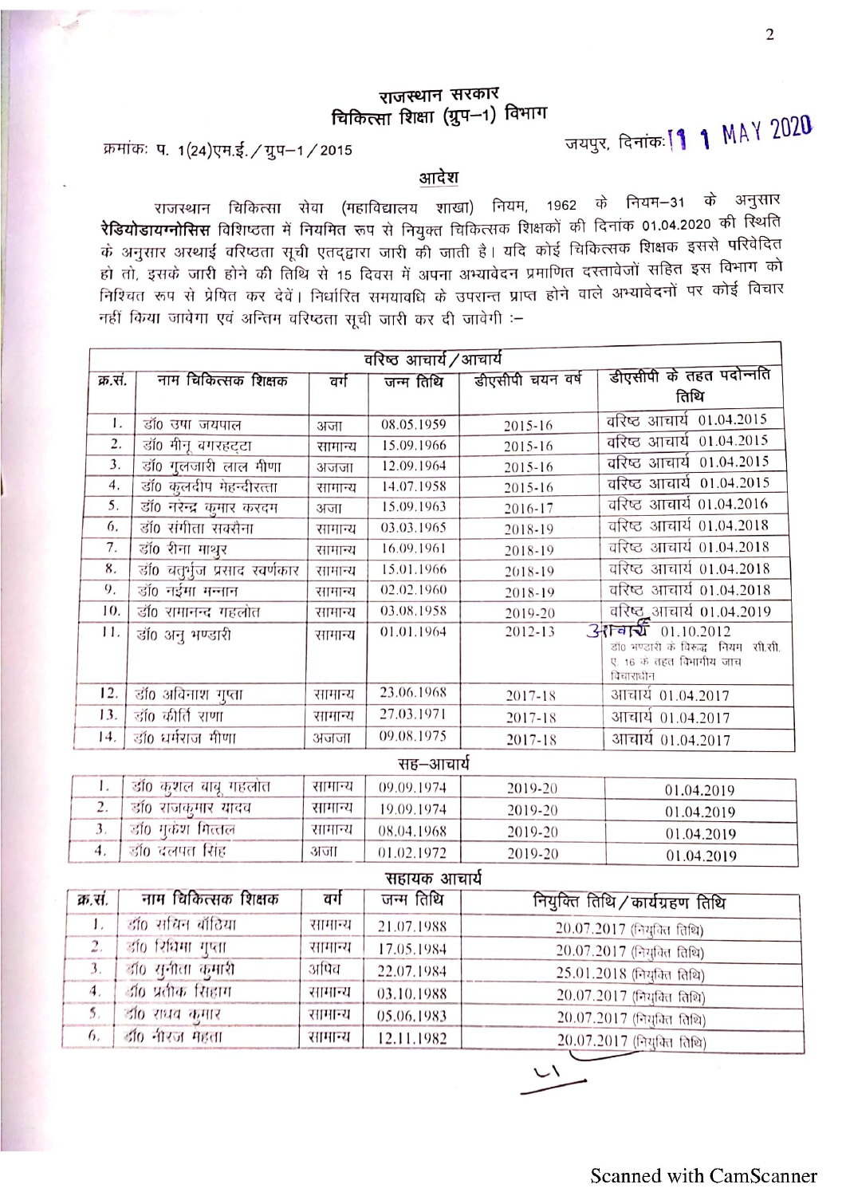**राजस्थान सरकार**
**चिकित्सा शिक्षा (ग्रुप–1) विभाग**

क्रमांकः प. 1(24)एम.ई./ग्रुप–1/2015 जयपुर, दिनांकः 11 MAY 2020

**आदेश**

राजस्थान चिकित्सा सेवा (महाविद्यालय शाखा) नियम, 1962 के नियम–31 के अनुसार **रेडियोडायग्नोसिस** विशिष्ठता में नियमित रूप से नियुक्त चिकित्सक शिक्षकों की दिनांक 01.04.2020 की स्थिति के अनुसार अस्थाई वरिष्ठता सूची एतद्द्वारा जारी की जाती है। यदि कोई चिकित्सक शिक्षक इससे परिवेदित हो तो, इसके जारी होने की तिथि से 15 दिवस में अपना अभ्यावेदन प्रमाणित दस्तावेजों सहित इस विभाग को निश्चित रूप से प्रेषित कर देवें। निर्धारित समयावधि के उपरान्त प्राप्त होने वाले अभ्यावेदनों पर कोई विचार नहीं किया जावेगा एवं अन्तिम वरिष्ठता सूची जारी कर दी जावेगी :–

**वरिष्ठ आचार्य/आचार्य**

| क्र.सं. | नाम चिकित्सक शिक्षक | वर्ग | जन्म तिथि | डीएसीपी चयन वर्ष | डीएसीपी के तहत पदोन्नति तिथि |
|---|---|---|---|---|---|
| 1. | डॉ0 उषा जयपाल | अजा | 08.05.1959 | 2015-16 | वरिष्ठ आचार्य 01.04.2015 |
| 2. | डॉ0 मीनू बगरहट्टा | सामान्य | 15.09.1966 | 2015-16 | वरिष्ठ आचार्य 01.04.2015 |
| 3. | डॉ0 गुलजारी लाल मीणा | अजजा | 12.09.1964 | 2015-16 | वरिष्ठ आचार्य 01.04.2015 |
| 4. | डॉ0 कुलदीप मेहन्दीरत्ता | सामान्य | 14.07.1958 | 2015-16 | वरिष्ठ आचार्य 01.04.2015 |
| 5. | डॉ0 नरेन्द्र कुमार करदम | अजा | 15.09.1963 | 2016-17 | वरिष्ठ आचार्य 01.04.2016 |
| 6. | डॉ0 संगीता सक्सैना | सामान्य | 03.03.1965 | 2018-19 | वरिष्ठ आचार्य 01.04.2018 |
| 7. | डॉ0 रीना माथुर | सामान्य | 16.09.1961 | 2018-19 | वरिष्ठ आचार्य 01.04.2018 |
| 8. | डॉ0 चतुर्भुज प्रसाद स्वर्णकार | सामान्य | 15.01.1966 | 2018-19 | वरिष्ठ आचार्य 01.04.2018 |
| 9. | डॉ0 नईमा मन्नान | सामान्य | 02.02.1960 | 2018-19 | वरिष्ठ आचार्य 01.04.2018 |
| 10. | डॉ0 रामानन्द गहलोत | सामान्य | 03.08.1958 | 2019-20 | वरिष्ठ आचार्य 01.04.2019 |
| 11. | डॉ0 अनु भण्डारी | सामान्य | 01.01.1964 | 2012-13 | आचार्य 01.10.2012 डॉ0 भण्डारी के विरूद्ध नियम सी.सी.ए. 16 के तहत विभागीय जाच विचाराधीन |
| 12. | डॉ0 अविनाश गुप्ता | सामान्य | 23.06.1968 | 2017-18 | आचार्य 01.04.2017 |
| 13. | डॉ0 कीर्ति राणा | सामान्य | 27.03.1971 | 2017-18 | आचार्य 01.04.2017 |
| 14. | डॉ0 धर्मराज मीणा | अजजा | 09.08.1975 | 2017-18 | आचार्य 01.04.2017 |

**सह–आचार्य**

| क्र.सं. | नाम चिकित्सक शिक्षक | वर्ग | जन्म तिथि | डीएसीपी चयन वर्ष | डीएसीपी के तहत पदोन्नति तिथि |
|---|---|---|---|---|---|
| 1. | डॉ0 कुशल बाबू गहलोत | सामान्य | 09.09.1974 | 2019-20 | 01.04.2019 |
| 2. | डॉ0 राजकुमार यादव | सामान्य | 19.09.1974 | 2019-20 | 01.04.2019 |
| 3. | डॉ0 मुकेश मित्तल | सामान्य | 08.04.1968 | 2019-20 | 01.04.2019 |
| 4. | डॉ0 दलपत सिंह | अजा | 01.02.1972 | 2019-20 | 01.04.2019 |

**सहायक आचार्य**

| क्र.सं. | नाम चिकित्सक शिक्षक | वर्ग | जन्म तिथि | नियुक्ति तिथि/कार्यग्रहण तिथि |
|---|---|---|---|---|
| 1. | डॉ0 सचिन बॉठिया | सामान्य | 21.07.1988 | 20.07.2017 (नियुक्ति तिथि) |
| 2. | डॉ0 रश्मि गुप्ता | सामान्य | 17.05.1984 | 20.07.2017 (नियुक्ति तिथि) |
| 3. | डॉ0 सुनीता कुमारी | अपिव | 22.07.1984 | 25.01.2018 (नियुक्ति तिथि) |
| 4. | डॉ0 प्रतीक सिहाग | सामान्य | 03.10.1988 | 20.07.2017 (नियुक्ति तिथि) |
| 5. | डॉ0 राघव कुमार | सामान्य | 05.06.1983 | 20.07.2017 (नियुक्ति तिथि) |
| 6. | डॉ0 नीरज मेहता | सामान्य | 12.11.1982 | 20.07.2017 (नियुक्ति तिथि) |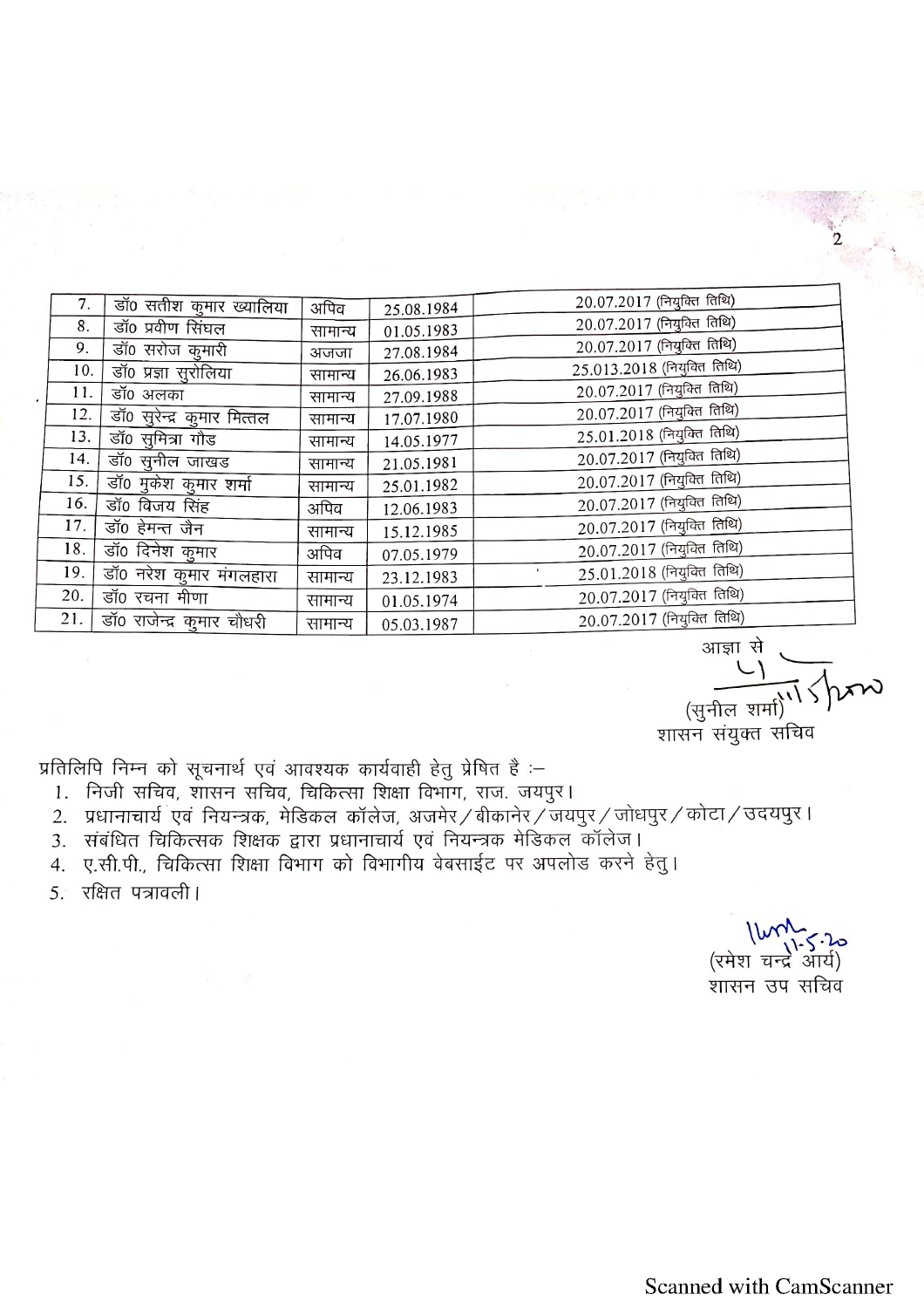| | | | | |
|---|---|---|---|---|
| 7. | डॉ0 सतीश कुमार ख्यालिया | अपिव | 25.08.1984 | 20.07.2017 (नियुक्ति तिथि) |
| 8. | डॉ0 प्रवीण सिंघल | सामान्य | 01.05.1983 | 20.07.2017 (नियुक्ति तिथि) |
| 9. | डॉ0 सरोज कुमारी | अजजा | 27.08.1984 | 20.07.2017 (नियुक्ति तिथि) |
| 10. | डॉ0 प्रज्ञा सुरोलिया | सामान्य | 26.06.1983 | 25.013.2018 (नियुक्ति तिथि) |
| 11. | डॉ0 अलका | सामान्य | 27.09.1988 | 20.07.2017 (नियुक्ति तिथि) |
| 12. | डॉ0 सुरेन्द्र कुमार मित्तल | सामान्य | 17.07.1980 | 20.07.2017 (नियुक्ति तिथि) |
| 13. | डॉ0 सुमित्रा गौड | सामान्य | 14.05.1977 | 25.01.2018 (नियुक्ति तिथि) |
| 14. | डॉ0 सुनील जाखड | सामान्य | 21.05.1981 | 20.07.2017 (नियुक्ति तिथि) |
| 15. | डॉ0 मुकेश कुमार शर्मा | सामान्य | 25.01.1982 | 20.07.2017 (नियुक्ति तिथि) |
| 16. | डॉ0 विजय सिंह | अपिव | 12.06.1983 | 20.07.2017 (नियुक्ति तिथि) |
| 17. | डॉ0 हेमन्त जैन | सामान्य | 15.12.1985 | 20.07.2017 (नियुक्ति तिथि) |
| 18. | डॉ0 दिनेश कुमार | अपिव | 07.05.1979 | 20.07.2017 (नियुक्ति तिथि) |
| 19. | डॉ0 नरेश कुमार मंगलहारा | सामान्य | 23.12.1983 | 25.01.2018 (नियुक्ति तिथि) |
| 20. | डॉ0 रचना मीणा | सामान्य | 01.05.1974 | 20.07.2017 (नियुक्ति तिथि) |
| 21. | डॉ0 राजेन्द्र कुमार चौधरी | सामान्य | 05.03.1987 | 20.07.2017 (नियुक्ति तिथि) |

आज्ञा से

11/5/2020

(सुनील शर्मा)
शासन संयुक्त सचिव

प्रतिलिपि निम्न को सूचनार्थ एवं आवश्यक कार्यवाही हेतु प्रेषित है :–

1. निजी सचिव, शासन सचिव, चिकित्सा शिक्षा विभाग, राज. जयपुर।
2. प्रधानाचार्य एवं नियन्त्रक, मेडिकल कॉलेज, अजमेर/बीकानेर/जयपुर/जोधपुर/कोटा/उदयपुर।
3. संबंधित चिकित्सक शिक्षक द्वारा प्रधानाचार्य एवं नियन्त्रक मेडिकल कॉलेज।
4. ए.सी.पी., चिकित्सा शिक्षा विभाग को विभागीय वेबसाईट पर अपलोड करने हेतु।
5. रक्षित पत्रावली।

11-5-20

(रमेश चन्द्र आर्य)
शासन उप सचिव